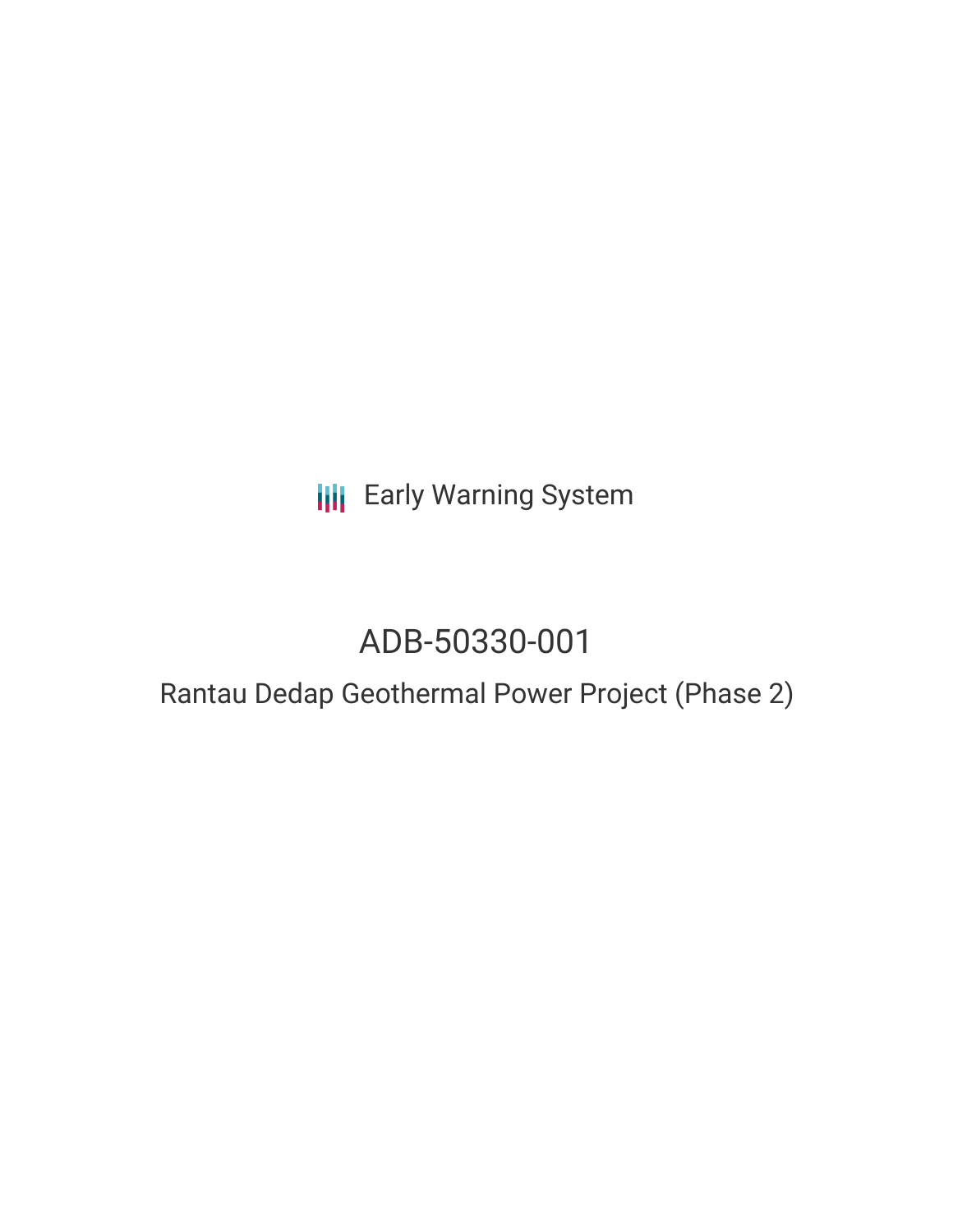Early Warning System

# ADB-50330-001

## Rantau Dedap Geothermal Power Project (Phase 2)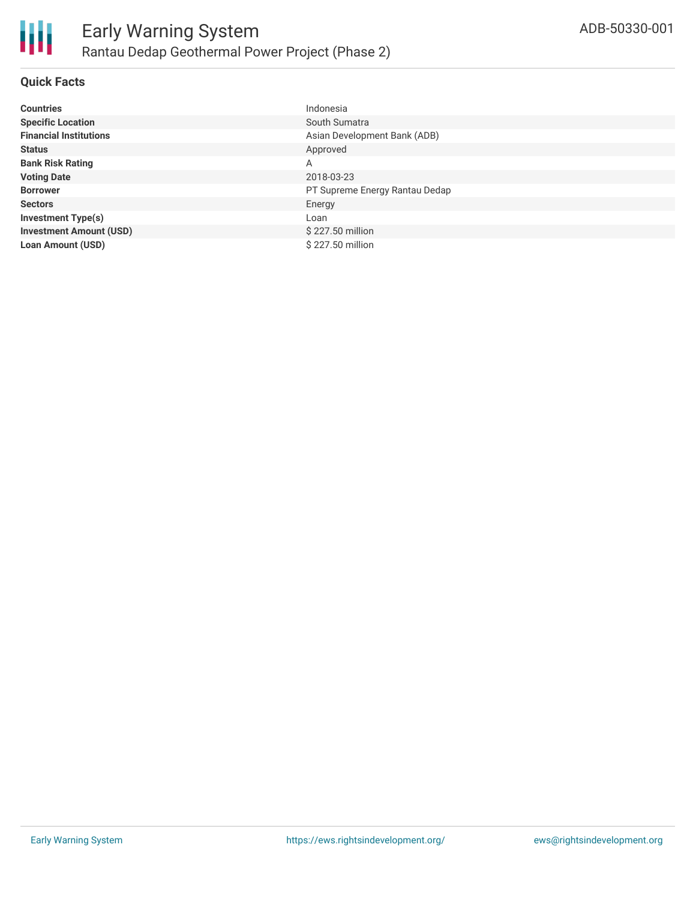# Early Warning System

## Rantau Dedap Geothermal Power Project (Phase 2)

ADB-50330-001

### Quick Facts

| | |
|---|---|
| **Countries** | Indonesia |
| **Specific Location** | South Sumatra |
| **Financial Institutions** | Asian Development Bank (ADB) |
| **Status** | Approved |
| **Bank Risk Rating** | A |
| **Voting Date** | 2018-03-23 |
| **Borrower** | PT Supreme Energy Rantau Dedap |
| **Sectors** | Energy |
| **Investment Type(s)** | Loan |
| **Investment Amount (USD)** | $ 227.50 million |
| **Loan Amount (USD)** | $ 227.50 million |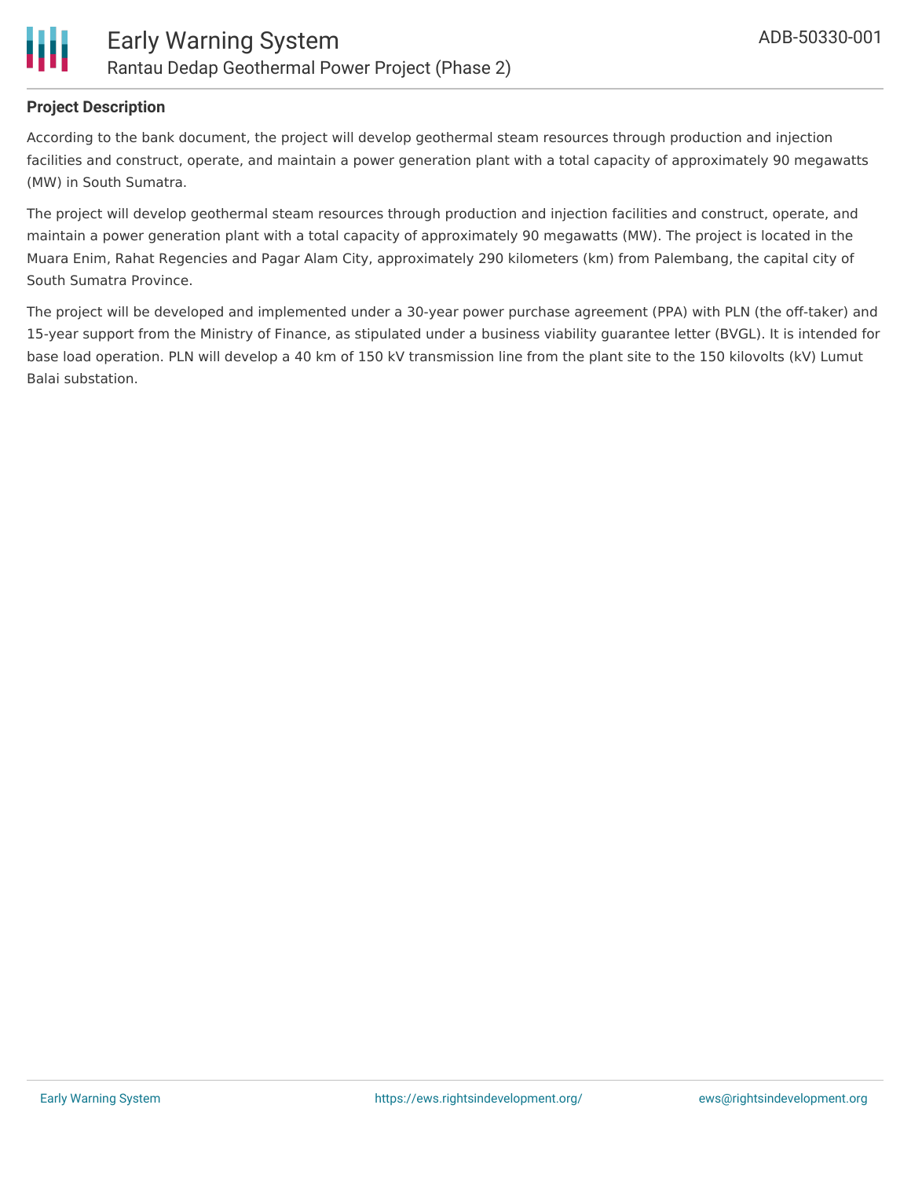## Project Description

According to the bank document, the project will develop geothermal steam resources through production and injection facilities and construct, operate, and maintain a power generation plant with a total capacity of approximately 90 megawatts (MW) in South Sumatra.

The project will develop geothermal steam resources through production and injection facilities and construct, operate, and maintain a power generation plant with a total capacity of approximately 90 megawatts (MW). The project is located in the Muara Enim, Rahat Regencies and Pagar Alam City, approximately 290 kilometers (km) from Palembang, the capital city of South Sumatra Province.

The project will be developed and implemented under a 30-year power purchase agreement (PPA) with PLN (the off-taker) and 15-year support from the Ministry of Finance, as stipulated under a business viability guarantee letter (BVGL). It is intended for base load operation. PLN will develop a 40 km of 150 kV transmission line from the plant site to the 150 kilovolts (kV) Lumut Balai substation.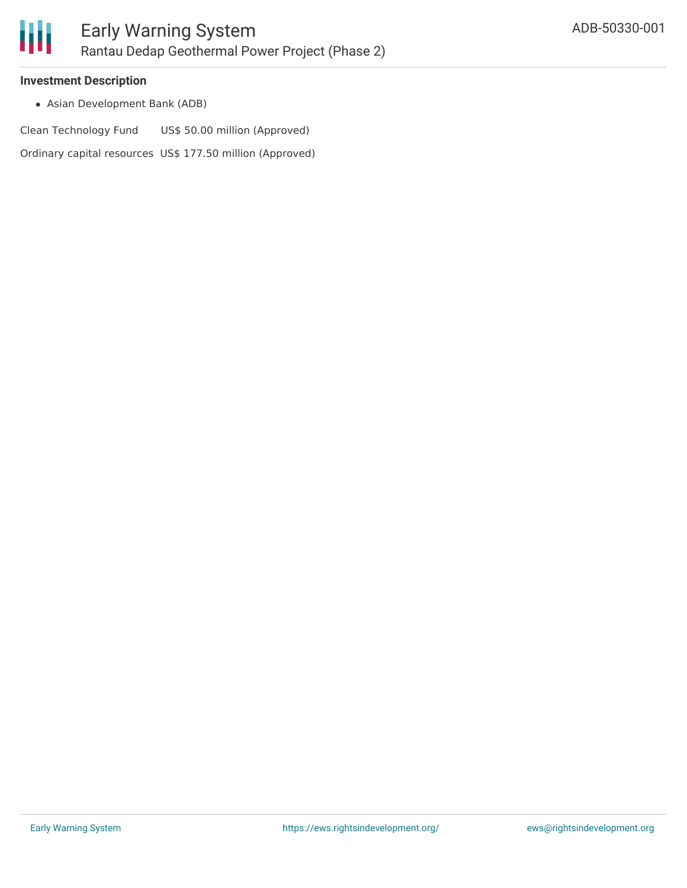**Investment Description**

- Asian Development Bank (ADB)

| | |
|---|---|
| Clean Technology Fund | US$ 50.00 million (Approved) |
| Ordinary capital resources | US$ 177.50 million (Approved) |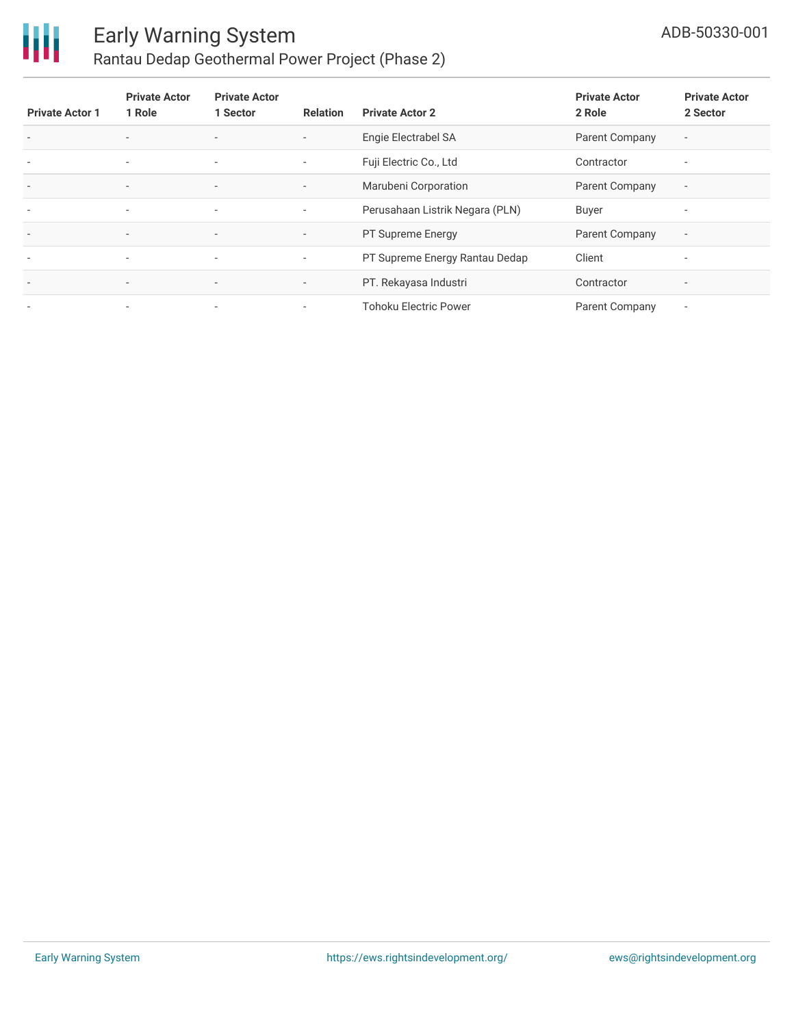| Private Actor 1 | Private Actor 1 Role | Private Actor 1 Sector | Relation | Private Actor 2 | Private Actor 2 Role | Private Actor 2 Sector |
|---|---|---|---|---|---|---|
| - | - | - | - | Engie Electrabel SA | Parent Company | - |
| - | - | - | - | Fuji Electric Co., Ltd | Contractor | - |
| - | - | - | - | Marubeni Corporation | Parent Company | - |
| - | - | - | - | Perusahaan Listrik Negara (PLN) | Buyer | - |
| - | - | - | - | PT Supreme Energy | Parent Company | - |
| - | - | - | - | PT Supreme Energy Rantau Dedap | Client | - |
| - | - | - | - | PT. Rekayasa Industri | Contractor | - |
| - | - | - | - | Tohoku Electric Power | Parent Company | - |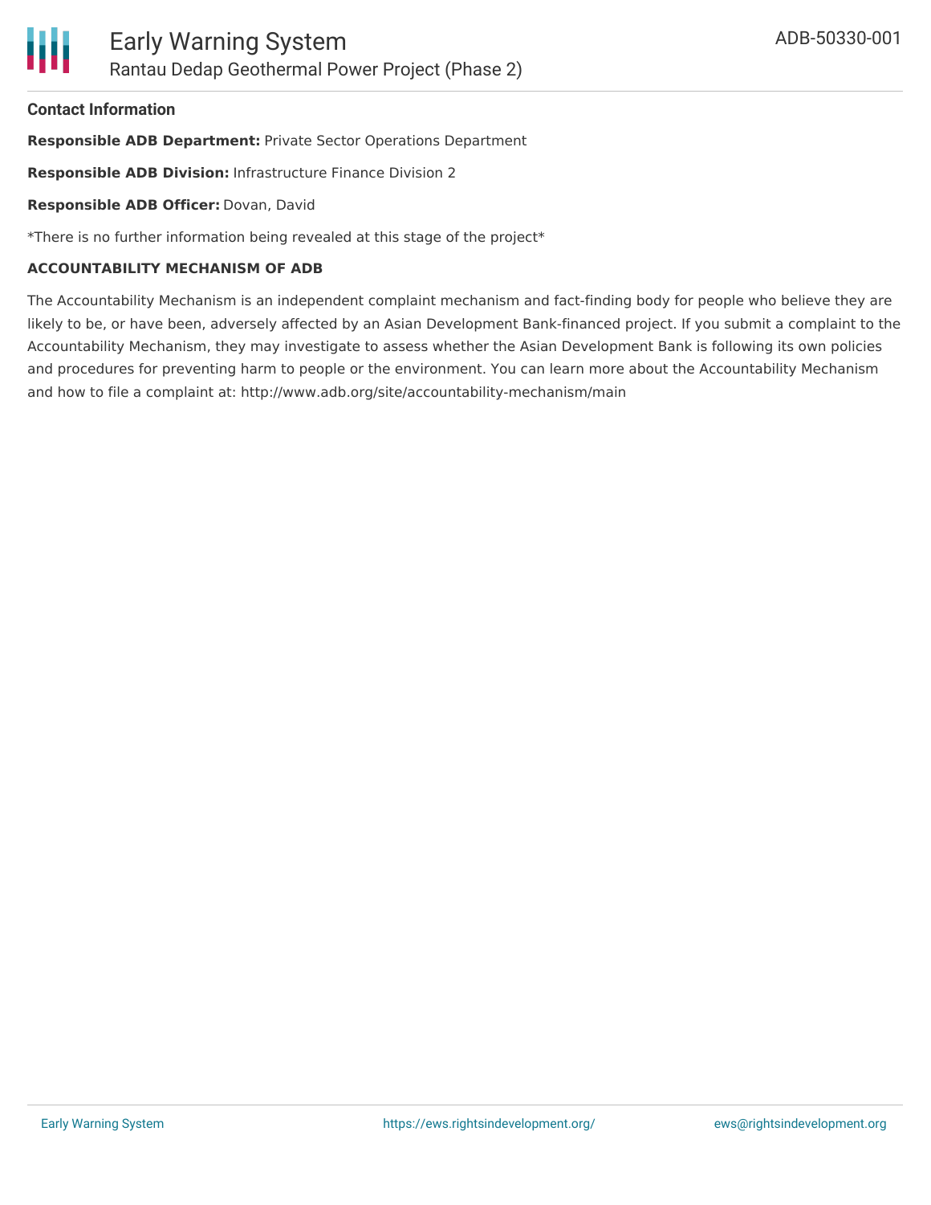#### Contact Information

**Responsible ADB Department:** Private Sector Operations Department

**Responsible ADB Division:** Infrastructure Finance Division 2

**Responsible ADB Officer:** Dovan, David

*There is no further information being revealed at this stage of the project*

**ACCOUNTABILITY MECHANISM OF ADB**

The Accountability Mechanism is an independent complaint mechanism and fact-finding body for people who believe they are likely to be, or have been, adversely affected by an Asian Development Bank-financed project. If you submit a complaint to the Accountability Mechanism, they may investigate to assess whether the Asian Development Bank is following its own policies and procedures for preventing harm to people or the environment. You can learn more about the Accountability Mechanism and how to file a complaint at: http://www.adb.org/site/accountability-mechanism/main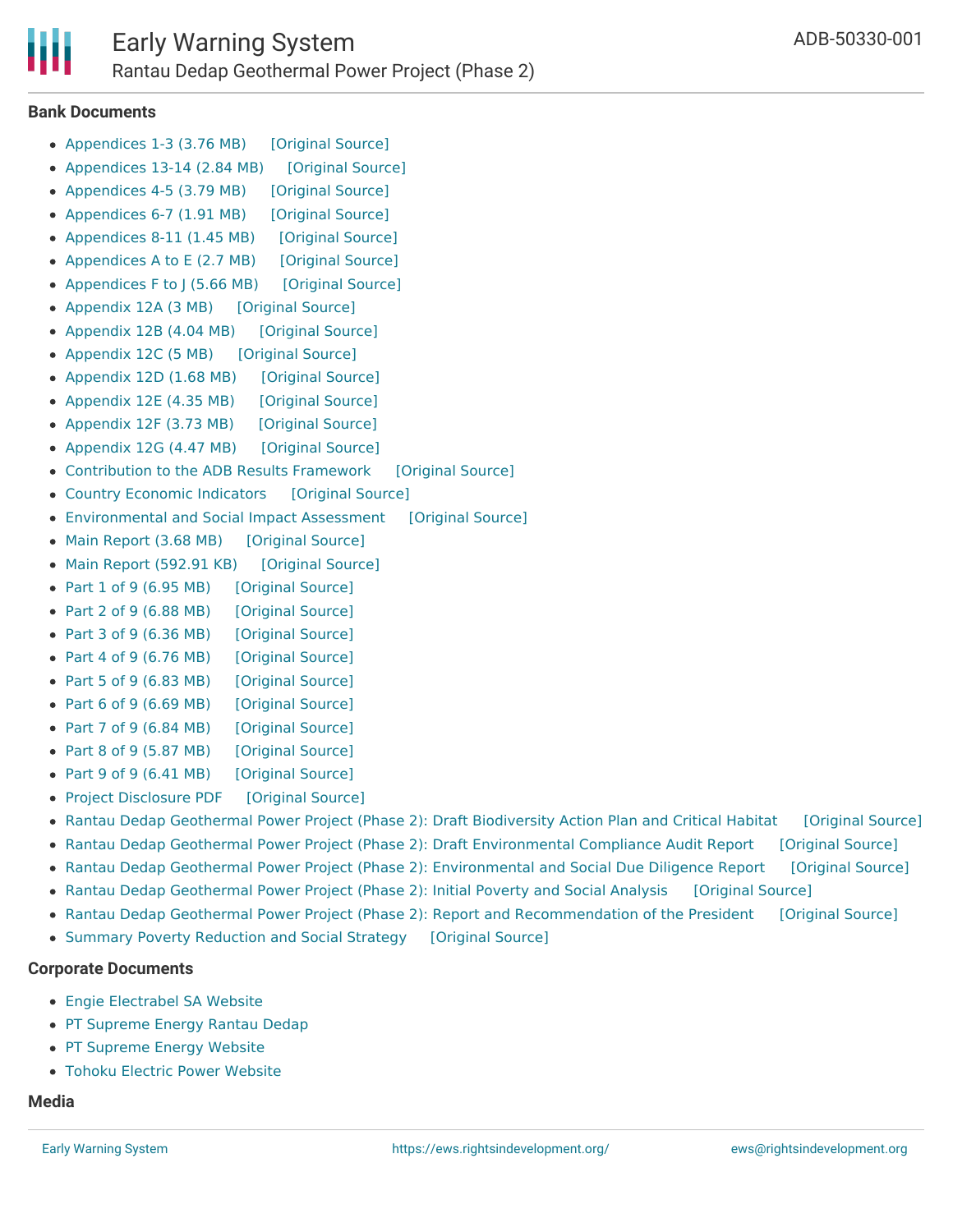### Bank Documents

- Appendices 1-3 (3.76 MB) [Original Source]
- Appendices 13-14 (2.84 MB) [Original Source]
- Appendices 4-5 (3.79 MB) [Original Source]
- Appendices 6-7 (1.91 MB) [Original Source]
- Appendices 8-11 (1.45 MB) [Original Source]
- Appendices A to E (2.7 MB) [Original Source]
- Appendices F to J (5.66 MB) [Original Source]
- Appendix 12A (3 MB) [Original Source]
- Appendix 12B (4.04 MB) [Original Source]
- Appendix 12C (5 MB) [Original Source]
- Appendix 12D (1.68 MB) [Original Source]
- Appendix 12E (4.35 MB) [Original Source]
- Appendix 12F (3.73 MB) [Original Source]
- Appendix 12G (4.47 MB) [Original Source]
- Contribution to the ADB Results Framework [Original Source]
- Country Economic Indicators [Original Source]
- Environmental and Social Impact Assessment [Original Source]
- Main Report (3.68 MB) [Original Source]
- Main Report (592.91 KB) [Original Source]
- Part 1 of 9 (6.95 MB) [Original Source]
- Part 2 of 9 (6.88 MB) [Original Source]
- Part 3 of 9 (6.36 MB) [Original Source]
- Part 4 of 9 (6.76 MB) [Original Source]
- Part 5 of 9 (6.83 MB) [Original Source]
- Part 6 of 9 (6.69 MB) [Original Source]
- Part 7 of 9 (6.84 MB) [Original Source]
- Part 8 of 9 (5.87 MB) [Original Source]
- Part 9 of 9 (6.41 MB) [Original Source]
- Project Disclosure PDF [Original Source]
- Rantau Dedap Geothermal Power Project (Phase 2): Draft Biodiversity Action Plan and Critical Habitat [Original Source]
- Rantau Dedap Geothermal Power Project (Phase 2): Draft Environmental Compliance Audit Report [Original Source]
- Rantau Dedap Geothermal Power Project (Phase 2): Environmental and Social Due Diligence Report [Original Source]
- Rantau Dedap Geothermal Power Project (Phase 2): Initial Poverty and Social Analysis [Original Source]
- Rantau Dedap Geothermal Power Project (Phase 2): Report and Recommendation of the President [Original Source]
- Summary Poverty Reduction and Social Strategy [Original Source]

### Corporate Documents

- Engie Electrabel SA Website
- PT Supreme Energy Rantau Dedap
- PT Supreme Energy Website
- Tohoku Electric Power Website

### Media